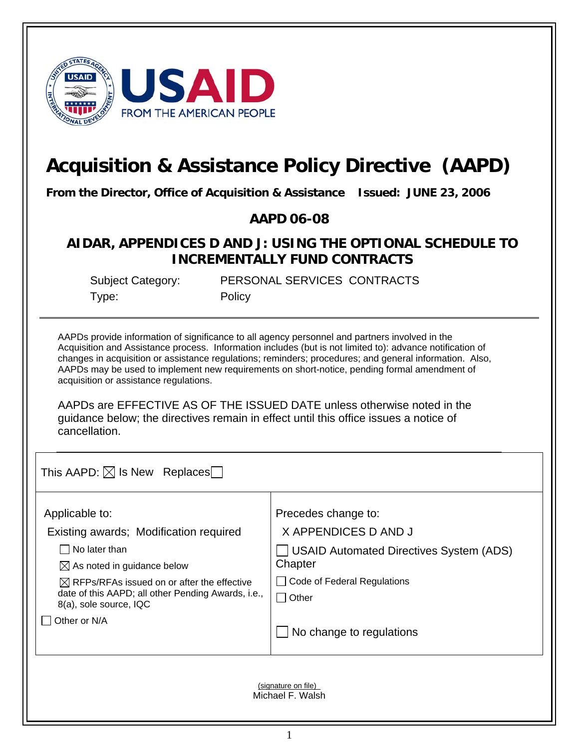# Acquisition & Assistance Policy Directive (AAPD)

**From the Director, Office of Acquisition & Assistance Issued: JUNE 23, 2006**

## AAPD 06-08

## AIDAR, APPENDICES D AND J: USING THE OPTIONAL SCHEDULE TO INCREMENTALLY FUND CONTRACTS

Subject Category: PERSONAL SERVICES CONTRACTS

Type: Policy

---

AAPDs provide information of significance to all agency personnel and partners involved in the Acquisition and Assistance process. Information includes (but is not limited to): advance notification of changes in acquisition or assistance regulations; reminders; procedures; and general information. Also, AAPDs may be used to implement new requirements on short-notice, pending formal amendment of acquisition or assistance regulations.

AAPDs are EFFECTIVE AS OF THE ISSUED DATE unless noted in the guidance below; the directives remain in effect until this office issues a notice of cancellation.

This AAPD: ☒ Is New Replaces☐

| Applicable to: | Precedes change to: |
|---|---|
| Existing awards; Modification required | X APPENDICES D AND J |
| ☐ No later than | ☐ USAID Automated Directives System (ADS) Chapter |
| ☒ As noted in guidance below | ☐ Code of Federal Regulations |
| ☒ RFPs/RFAs issued on or after the effective date of this AAPD; all other Pending Awards, i.e., 8(a), sole source, IQC | ☐ Other |
| ☐ Other or N/A | ☐ No change to regulations |

(signature on file)
Michael F. Walsh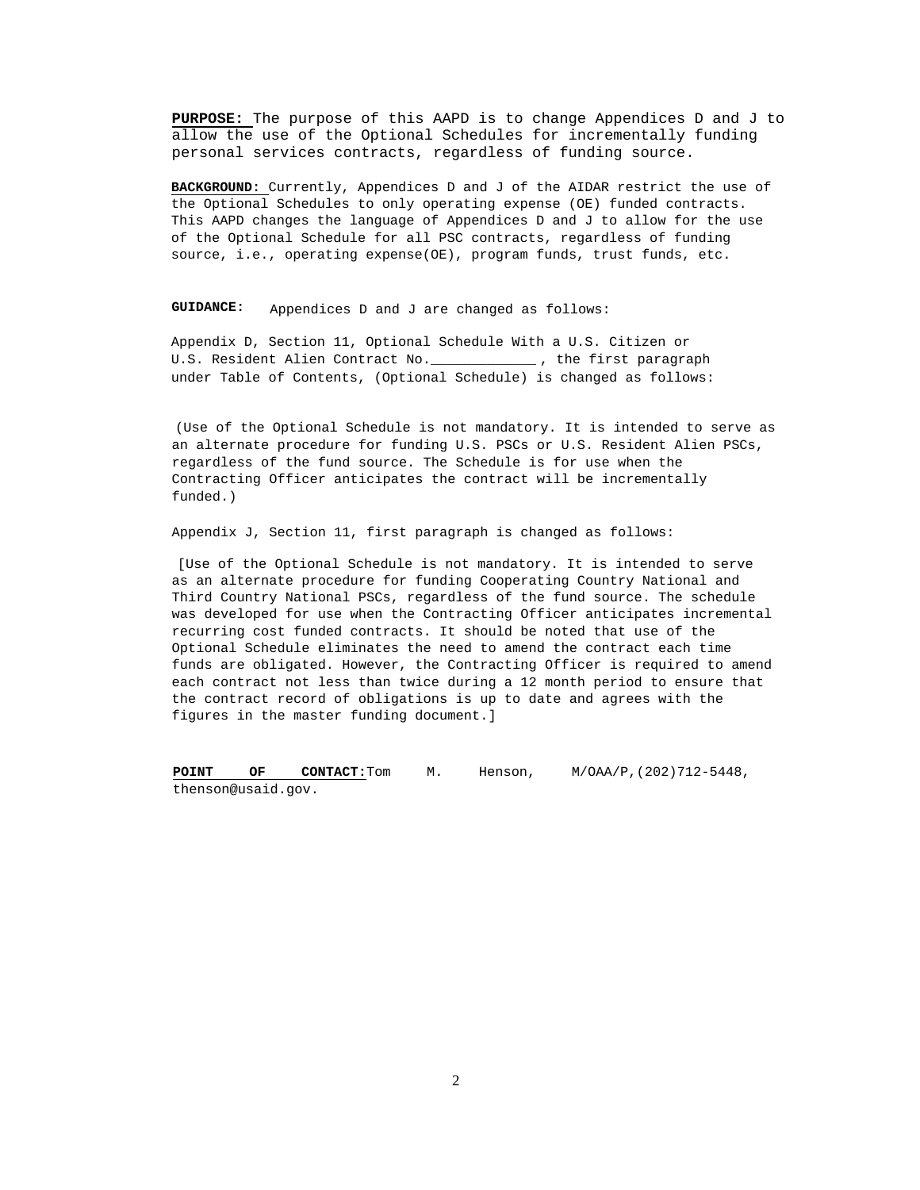**PURPOSE:** The purpose of this AAPD is to change Appendices D and J to allow the use of the Optional Schedules for incrementally funding personal services contracts, regardless of funding source.

**BACKGROUND:** Currently, Appendices D and J of the AIDAR restrict the use of the Optional Schedules to only operating expense (OE) funded contracts. This AAPD changes the language of Appendices D and J to allow for the use of the Optional Schedule for all PSC contracts, regardless of funding source, i.e., operating expense(OE), program funds, trust funds, etc.

**GUIDANCE:** Appendices D and J are changed as follows:

Appendix D, Section 11, Optional Schedule With a U.S. Citizen or U.S. Resident Alien Contract No.____________, the first paragraph under Table of Contents, (Optional Schedule) is changed as follows:

(Use of the Optional Schedule is not mandatory. It is intended to serve as an alternate procedure for funding U.S. PSCs or U.S. Resident Alien PSCs, regardless of the fund source. The Schedule is for use when the Contracting Officer anticipates the contract will be incrementally funded.)

Appendix J, Section 11, first paragraph is changed as follows:

[Use of the Optional Schedule is not mandatory. It is intended to serve as an alternate procedure for funding Cooperating Country National and Third Country National PSCs, regardless of the fund source. The schedule was developed for use when the Contracting Officer anticipates incremental recurring cost funded contracts. It should be noted that use of the Optional Schedule eliminates the need to amend the contract each time funds are obligated. However, the Contracting Officer is required to amend each contract not less than twice during a 12 month period to ensure that the contract record of obligations is up to date and agrees with the figures in the master funding document.]

**POINT OF CONTACT:** Tom M. Henson, M/OAA/P,(202)712-5448, thenson@usaid.gov.